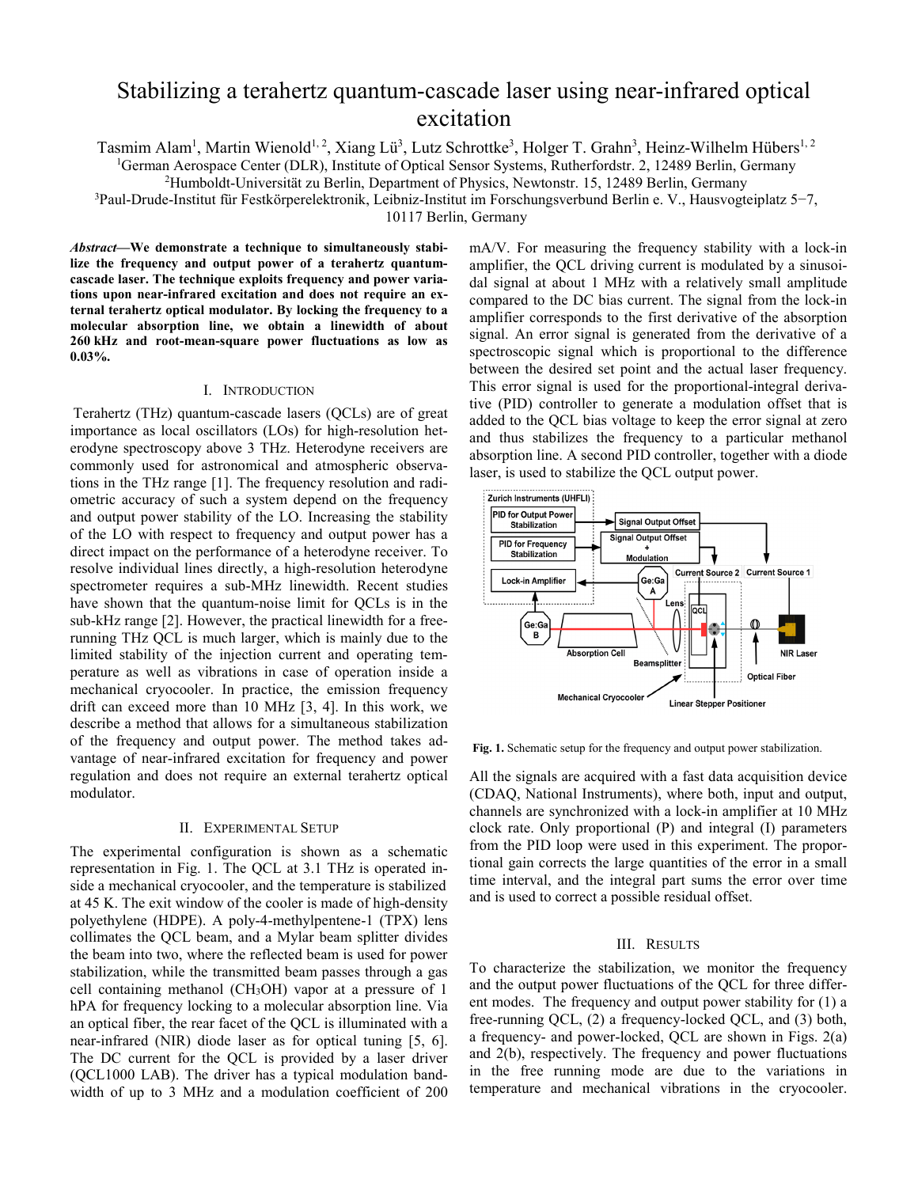# Stabilizing a terahertz quantum-cascade laser using near-infrared optical excitation

Tasmim Alam[1], Martin Wienold[1, 2], Xiang Lü[3], Lutz Schrottke[3], Holger T. Grahn[3], Heinz-Wilhelm Hübers[1, 2]

[1]German Aerospace Center (DLR), Institute of Optical Sensor Systems, Rutherfordstr. 2, 12489 Berlin, Germany

[2]Humboldt-Universität zu Berlin, Department of Physics, Newtonstr. 15, 12489 Berlin, Germany

[3]Paul-Drude-Institut für Festkörperelektronik, Leibniz-Institut im Forschungsverbund Berlin e. V., Hausvogteiplatz 5−7, 10117 Berlin, Germany

***Abstract*—We demonstrate a technique to simultaneously stabilize the frequency and output power of a terahertz quantum-cascade laser. The technique exploits frequency and power variations upon near-infrared excitation and does not require an external terahertz optical modulator. By locking the frequency to a molecular absorption line, we obtain a linewidth of about 260 kHz and root-mean-square power fluctuations as low as 0.03%.**

## I. Introduction

Terahertz (THz) quantum-cascade lasers (QCLs) are of great importance as local oscillators (LOs) for high-resolution heterodyne spectroscopy above 3 THz. Heterodyne receivers are commonly used for astronomical and atmospheric observations in the THz range [1]. The frequency resolution and radiometric accuracy of such a system depend on the frequency and output power stability of the LO. Increasing the stability of the LO with respect to frequency and output power has a direct impact on the performance of a heterodyne receiver. To resolve individual lines directly, a high-resolution heterodyne spectrometer requires a sub-MHz linewidth. Recent studies have shown that the quantum-noise limit for QCLs is in the sub-kHz range [2]. However, the practical linewidth for a free-running THz QCL is much larger, which is mainly due to the limited stability of the injection current and operating temperature as well as vibrations in case of operation inside a mechanical cryocooler. In practice, the emission frequency drift can exceed more than 10 MHz [3, 4]. In this work, we describe a method that allows for a simultaneous stabilization of the frequency and output power. The method takes advantage of near-infrared excitation for frequency and power regulation and does not require an external terahertz optical modulator.

## II. Experimental Setup

The experimental configuration is shown as a schematic representation in Fig. 1. The QCL at 3.1 THz is operated inside a mechanical cryocooler, and the temperature is stabilized at 45 K. The exit window of the cooler is made of high-density polyethylene (HDPE). A poly-4-methylpentene-1 (TPX) lens collimates the QCL beam, and a Mylar beam splitter divides the beam into two, where the reflected beam is used for power stabilization, while the transmitted beam passes through a gas cell containing methanol ($CH_3OH$) vapor at a pressure of 1 hPA for frequency locking to a molecular absorption line. Via an optical fiber, the rear facet of the QCL is illuminated with a near-infrared (NIR) diode laser as for optical tuning [5, 6]. The DC current for the QCL is provided by a laser driver (QCL1000 LAB). The driver has a typical modulation bandwidth of up to 3 MHz and a modulation coefficient of 200 mA/V. For measuring the frequency stability with a lock-in amplifier, the QCL driving current is modulated by a sinusoidal signal at about 1 MHz with a relatively small amplitude compared to the DC bias current. The signal from the lock-in amplifier corresponds to the first derivative of the absorption signal. An error signal is generated from the derivative of a spectroscopic signal which is proportional to the difference between the desired set point and the actual laser frequency. This error signal is used for the proportional-integral derivative (PID) controller to generate a modulation offset that is added to the QCL bias voltage to keep the error signal at zero and thus stabilizes the frequency to a particular methanol absorption line. A second PID controller, together with a diode laser, is used to stabilize the QCL output power.

**Fig. 1.** Schematic setup for the frequency and output power stabilization.

All the signals are acquired with a fast data acquisition device (CDAQ, National Instruments), where both, input and output, channels are synchronized with a lock-in amplifier at 10 MHz clock rate. Only proportional (P) and integral (I) parameters from the PID loop were used in this experiment. The proportional gain corrects the large quantities of the error in a small time interval, and the integral part sums the error over time and is used to correct a possible residual offset.

## III. Results

To characterize the stabilization, we monitor the frequency and the output power fluctuations of the QCL for three different modes. The frequency and output power stability for (1) a free-running QCL, (2) a frequency-locked QCL, and (3) both, a frequency- and power-locked, QCL are shown in Figs. 2(a) and 2(b), respectively. The frequency and power fluctuations in the free running mode are due to the variations in temperature and mechanical vibrations in the cryocooler.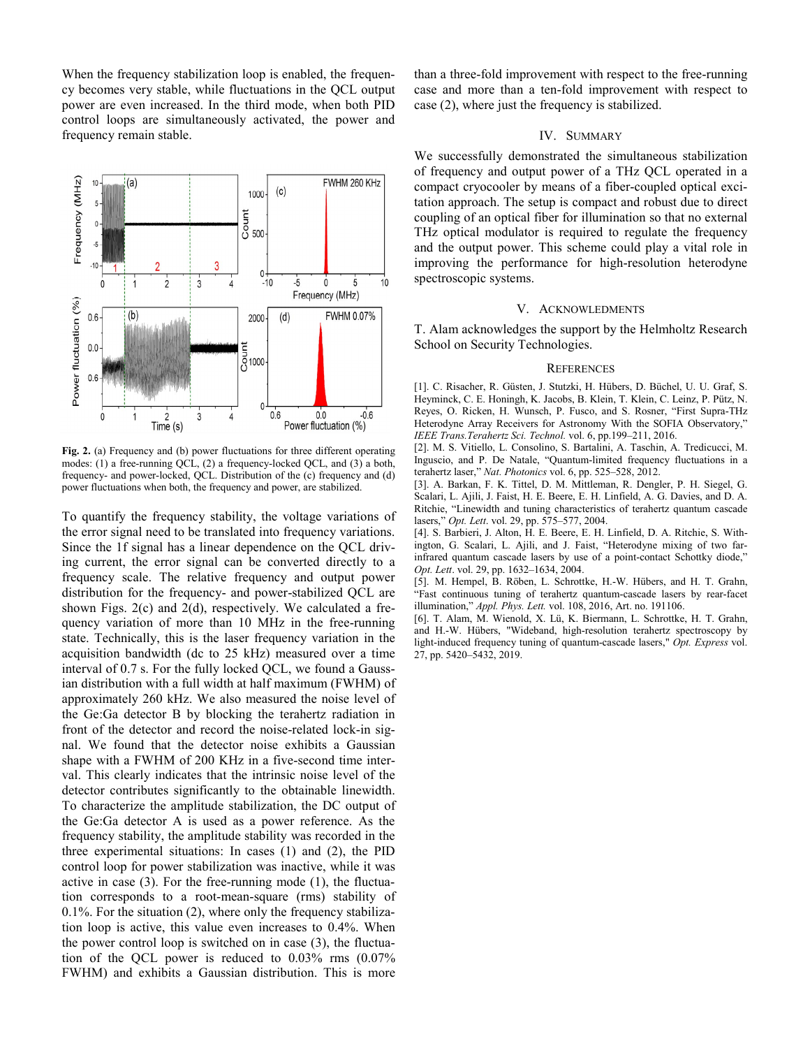When the frequency stabilization loop is enabled, the frequency becomes very stable, while fluctuations in the QCL output power are even increased. In the third mode, when both PID control loops are simultaneously activated, the power and frequency remain stable.

(a)
Frequency (MHz)
10
5
0
-5
-10
1 2 3
0 1 2 3 4

(c)
FWHM 260 KHz
Count
1000
500
0
-10 -5 0 5 10
Frequency (MHz)

(b)
Power fluctuation (%)
0.6
0.0
0.6
0 1 2 3 4
Time (s)

(d)
FWHM 0.07%
Count
2000
1000
0
0.6 0.0 -0.6
Power fluctuation (%)

**Fig. 2.** (a) Frequency and (b) power fluctuations for three different operating modes: (1) a free-running QCL, (2) a frequency-locked QCL, and (3) a both, frequency- and power-locked, QCL. Distribution of the (c) frequency and (d) power fluctuations when both, the frequency and power, are stabilized.

To quantify the frequency stability, the voltage variations of the error signal need to be translated into frequency variations. Since the 1f signal has a linear dependence on the QCL driving current, the error signal can be converted directly to a frequency scale. The relative frequency and output power distribution for the frequency- and power-stabilized QCL are shown Figs. 2(c) and 2(d), respectively. We calculated a frequency variation of more than 10 MHz in the free-running state. Technically, this is the laser frequency variation in the acquisition bandwidth (dc to 25 kHz) measured over a time interval of 0.7 s. For the fully locked QCL, we found a Gaussian distribution with a full width at half maximum (FWHM) of approximately 260 kHz. We also measured the noise level of the Ge:Ga detector B by blocking the terahertz radiation in front of the detector and record the noise-related lock-in signal. We found that the detector noise exhibits a Gaussian shape with a FWHM of 200 KHz in a five-second time interval. This clearly indicates that the intrinsic noise level of the detector contributes significantly to the obtainable linewidth. To characterize the amplitude stabilization, the DC output of the Ge:Ga detector A is used as a power reference. As the frequency stability, the amplitude stability was recorded in the three experimental situations: In cases (1) and (2), the PID control loop for power stabilization was inactive, while it was active in case (3). For the free-running mode (1), the fluctuation corresponds to a root-mean-square (rms) stability of 0.1%. For the situation (2), where only the frequency stabilization loop is active, this value even increases to 0.4%. When the power control loop is switched on in case (3), the fluctuation of the QCL power is reduced to 0.03% rms (0.07% FWHM) and exhibits a Gaussian distribution. This is more than a three-fold improvement with respect to the free-running case and more than a ten-fold improvement with respect to case (2), where just the frequency is stabilized.

## IV. Summary

We successfully demonstrated the simultaneous stabilization of frequency and output power of a THz QCL operated in a compact cryocooler by means of a fiber-coupled optical excitation approach. The setup is compact and robust due to direct coupling of an optical fiber for illumination so that no external THz optical modulator is required to regulate the frequency and the output power. This scheme could play a vital role in improving the performance for high-resolution heterodyne spectroscopic systems.

## V. Acknowledgments

T. Alam acknowledges the support by the Helmholtz Research School on Security Technologies.

## References

[1]. C. Risacher, R. Güsten, J. Stutzki, H. Hübers, D. Büchel, U. U. Graf, S. Heyminck, C. E. Honingh, K. Jacobs, B. Klein, T. Klein, C. Leinz, P. Pütz, N. Reyes, O. Ricken, H. Wunsch, P. Fusco, and S. Rosner, "First Supra-THz Heterodyne Array Receivers for Astronomy With the SOFIA Observatory," *IEEE Trans.Terahertz Sci. Technol.* vol. 6, pp.199–211, 2016.

[2]. M. S. Vitiello, L. Consolino, S. Bartalini, A. Taschin, A. Tredicucci, M. Inguscio, and P. De Natale, "Quantum-limited frequency fluctuations in a terahertz laser," *Nat. Photonics* vol. 6, pp. 525–528, 2012.

[3]. A. Barkan, F. K. Tittel, D. M. Mittleman, R. Dengler, P. H. Siegel, G. Scalari, L. Ajili, J. Faist, H. E. Beere, E. H. Linfield, A. G. Davies, and D. A. Ritchie, "Linewidth and tuning characteristics of terahertz quantum cascade lasers," *Opt. Lett*. vol. 29, pp. 575–577, 2004.

[4]. S. Barbieri, J. Alton, H. E. Beere, E. H. Linfield, D. A. Ritchie, S. Withington, G. Scalari, L. Ajili, and J. Faist, "Heterodyne mixing of two far-infrared quantum cascade lasers by use of a point-contact Schottky diode," *Opt. Lett*. vol. 29, pp. 1632–1634, 2004.

[5]. M. Hempel, B. Röben, L. Schrottke, H.-W. Hübers, and H. T. Grahn, "Fast continuous tuning of terahertz quantum-cascade lasers by rear-facet illumination," *Appl. Phys. Lett.* vol. 108, 2016, Art. no. 191106.

[6]. T. Alam, M. Wienold, X. Lü, K. Biermann, L. Schrottke, H. T. Grahn, and H.-W. Hübers, "Wideband, high-resolution terahertz spectroscopy by light-induced frequency tuning of quantum-cascade lasers," *Opt. Express* vol. 27, pp. 5420–5432, 2019.